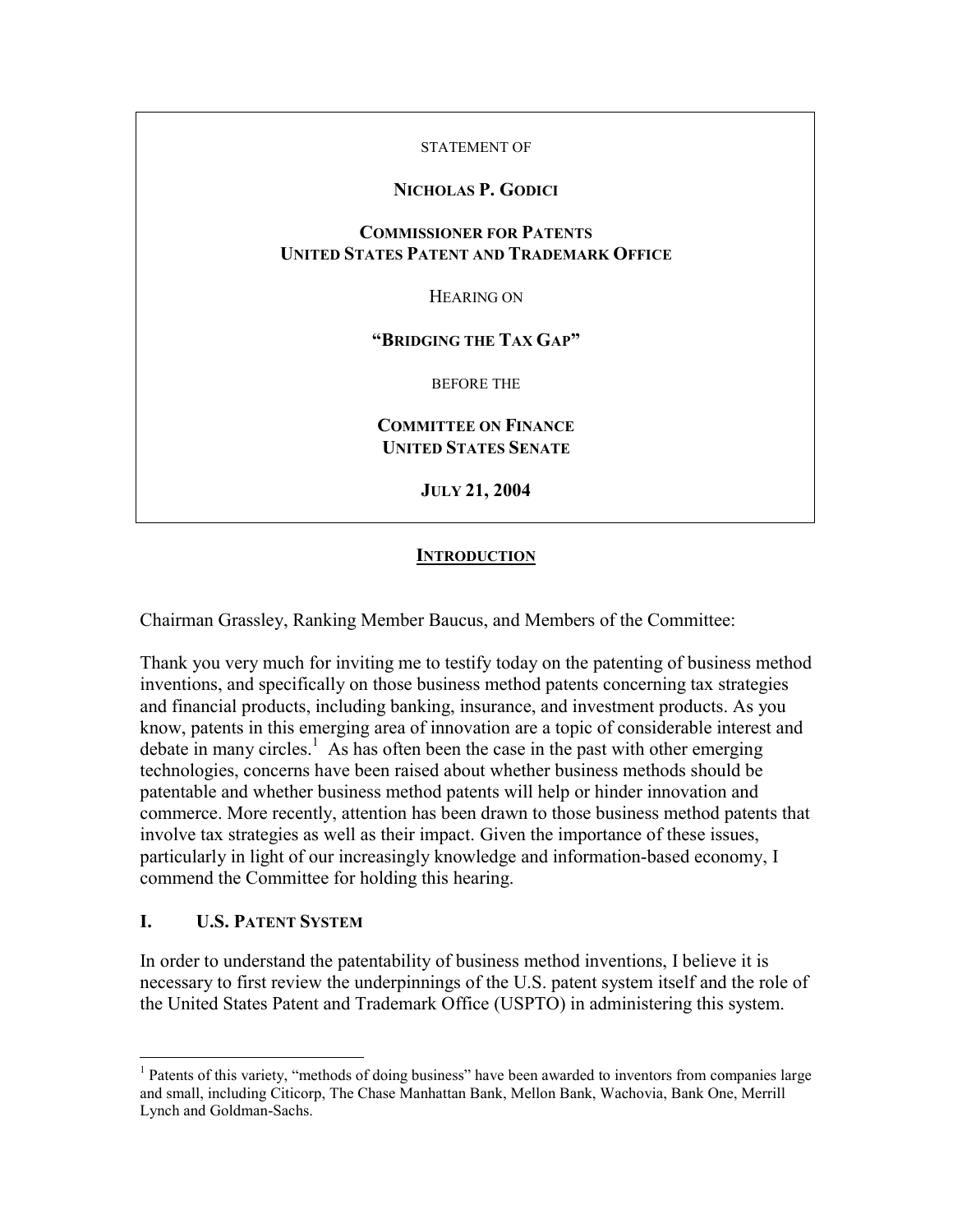STATEMENT OF

**NICHOLAS P. GODICI**

**COMMISSIONER FOR PATENTS**
**UNITED STATES PATENT AND TRADEMARK OFFICE**

HEARING ON

**"BRIDGING THE TAX GAP"**

BEFORE THE

**COMMITTEE ON FINANCE**
**UNITED STATES SENATE**

**JULY 21, 2004**

## INTRODUCTION

Chairman Grassley, Ranking Member Baucus, and Members of the Committee:

Thank you very much for inviting me to testify today on the patenting of business method inventions, and specifically on those business method patents concerning tax strategies and financial products, including banking, insurance, and investment products. As you know, patents in this emerging area of innovation are a topic of considerable interest and debate in many circles.[1] As has often been the case in the past with other emerging technologies, concerns have been raised about whether business methods should be patentable and whether business method patents will help or hinder innovation and commerce. More recently, attention has been drawn to those business method patents that involve tax strategies as well as their impact. Given the importance of these issues, particularly in light of our increasingly knowledge and information-based economy, I commend the Committee for holding this hearing.

## I. U.S. PATENT SYSTEM

In order to understand the patentability of business method inventions, I believe it is necessary to first review the underpinnings of the U.S. patent system itself and the role of the United States Patent and Trademark Office (USPTO) in administering this system.

---

[1] Patents of this variety, "methods of doing business" have been awarded to inventors from companies large and small, including Citicorp, The Chase Manhattan Bank, Mellon Bank, Wachovia, Bank One, Merrill Lynch and Goldman-Sachs.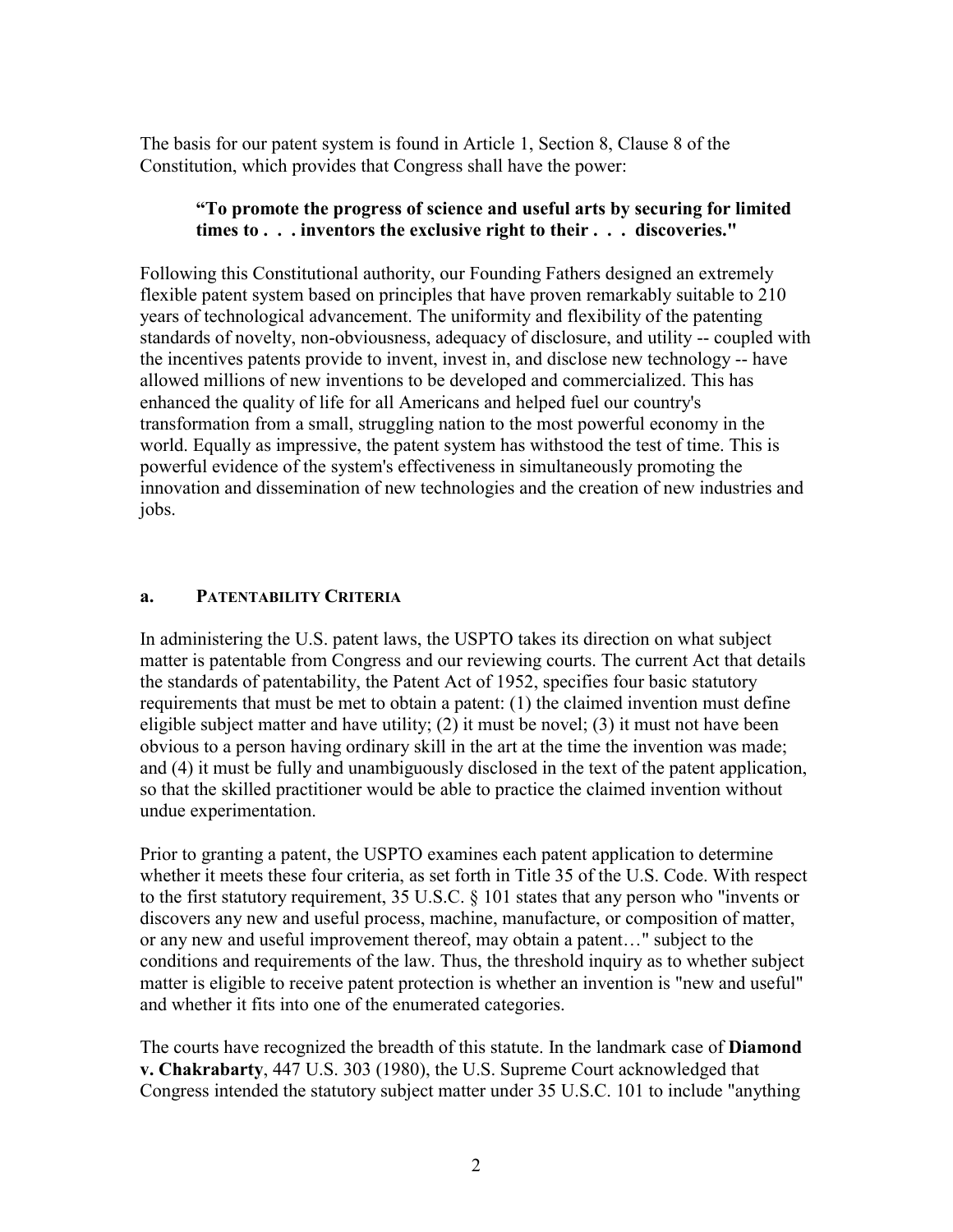The basis for our patent system is found in Article 1, Section 8, Clause 8 of the Constitution, which provides that Congress shall have the power:

> **"To promote the progress of science and useful arts by securing for limited times to . . . inventors the exclusive right to their . . . discoveries."**

Following this Constitutional authority, our Founding Fathers designed an extremely flexible patent system based on principles that have proven remarkably suitable to 210 years of technological advancement. The uniformity and flexibility of the patenting standards of novelty, non-obviousness, adequacy of disclosure, and utility -- coupled with the incentives patents provide to invent, invest in, and disclose new technology -- have allowed millions of new inventions to be developed and commercialized. This has enhanced the quality of life for all Americans and helped fuel our country's transformation from a small, struggling nation to the most powerful economy in the world. Equally as impressive, the patent system has withstood the test of time. This is powerful evidence of the system's effectiveness in simultaneously promoting the innovation and dissemination of new technologies and the creation of new industries and jobs.

## a. Patentability Criteria

In administering the U.S. patent laws, the USPTO takes its direction on what subject matter is patentable from Congress and our reviewing courts. The current Act that details the standards of patentability, the Patent Act of 1952, specifies four basic statutory requirements that must be met to obtain a patent: (1) the claimed invention must define eligible subject matter and have utility; (2) it must be novel; (3) it must not have been obvious to a person having ordinary skill in the art at the time the invention was made; and (4) it must be fully and unambiguously disclosed in the text of the patent application, so that the skilled practitioner would be able to practice the claimed invention without undue experimentation.

Prior to granting a patent, the USPTO examines each patent application to determine whether it meets these four criteria, as set forth in Title 35 of the U.S. Code. With respect to the first statutory requirement, 35 U.S.C. § 101 states that any person who "invents or discovers any new and useful process, machine, manufacture, or composition of matter, or any new and useful improvement thereof, may obtain a patent…" subject to the conditions and requirements of the law. Thus, the threshold inquiry as to whether subject matter is eligible to receive patent protection is whether an invention is "new and useful" and whether it fits into one of the enumerated categories.

The courts have recognized the breadth of this statute. In the landmark case of **Diamond v. Chakrabarty**, 447 U.S. 303 (1980), the U.S. Supreme Court acknowledged that Congress intended the statutory subject matter under 35 U.S.C. 101 to include "anything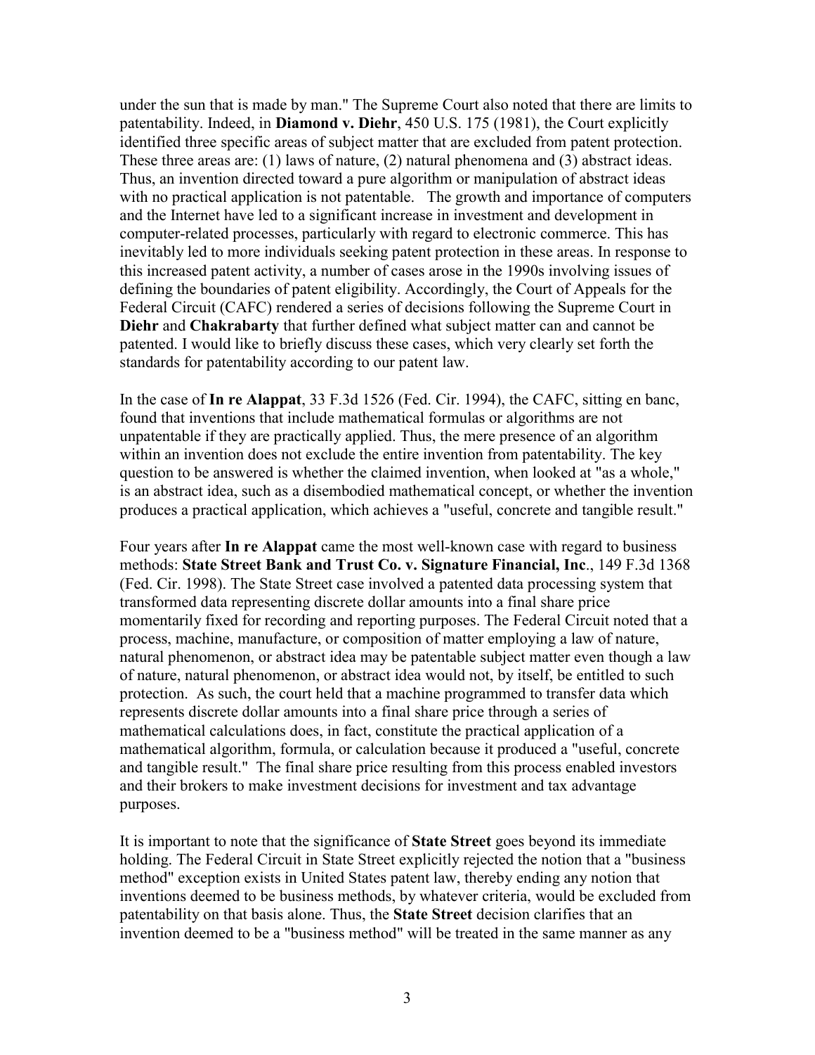under the sun that is made by man." The Supreme Court also noted that there are limits to patentability. Indeed, in **Diamond v. Diehr**, 450 U.S. 175 (1981), the Court explicitly identified three specific areas of subject matter that are excluded from patent protection. These three areas are: (1) laws of nature, (2) natural phenomena and (3) abstract ideas. Thus, an invention directed toward a pure algorithm or manipulation of abstract ideas with no practical application is not patentable. The growth and importance of computers and the Internet have led to a significant increase in investment and development in computer-related processes, particularly with regard to electronic commerce. This has inevitably led to more individuals seeking patent protection in these areas. In response to this increased patent activity, a number of cases arose in the 1990s involving issues of defining the boundaries of patent eligibility. Accordingly, the Court of Appeals for the Federal Circuit (CAFC) rendered a series of decisions following the Supreme Court in **Diehr** and **Chakrabarty** that further defined what subject matter can and cannot be patented. I would like to briefly discuss these cases, which very clearly set forth the standards for patentability according to our patent law.

In the case of **In re Alappat**, 33 F.3d 1526 (Fed. Cir. 1994), the CAFC, sitting en banc, found that inventions that include mathematical formulas or algorithms are not unpatentable if they are practically applied. Thus, the mere presence of an algorithm within an invention does not exclude the entire invention from patentability. The key question to be answered is whether the claimed invention, when looked at "as a whole," is an abstract idea, such as a disembodied mathematical concept, or whether the invention produces a practical application, which achieves a "useful, concrete and tangible result."

Four years after **In re Alappat** came the most well-known case with regard to business methods: **State Street Bank and Trust Co. v. Signature Financial, Inc**., 149 F.3d 1368 (Fed. Cir. 1998). The State Street case involved a patented data processing system that transformed data representing discrete dollar amounts into a final share price momentarily fixed for recording and reporting purposes. The Federal Circuit noted that a process, machine, manufacture, or composition of matter employing a law of nature, natural phenomenon, or abstract idea may be patentable subject matter even though a law of nature, natural phenomenon, or abstract idea would not, by itself, be entitled to such protection. As such, the court held that a machine programmed to transfer data which represents discrete dollar amounts into a final share price through a series of mathematical calculations does, in fact, constitute the practical application of a mathematical algorithm, formula, or calculation because it produced a "useful, concrete and tangible result." The final share price resulting from this process enabled investors and their brokers to make investment decisions for investment and tax advantage purposes.

It is important to note that the significance of **State Street** goes beyond its immediate holding. The Federal Circuit in State Street explicitly rejected the notion that a "business method" exception exists in United States patent law, thereby ending any notion that inventions deemed to be business methods, by whatever criteria, would be excluded from patentability on that basis alone. Thus, the **State Street** decision clarifies that an invention deemed to be a "business method" will be treated in the same manner as any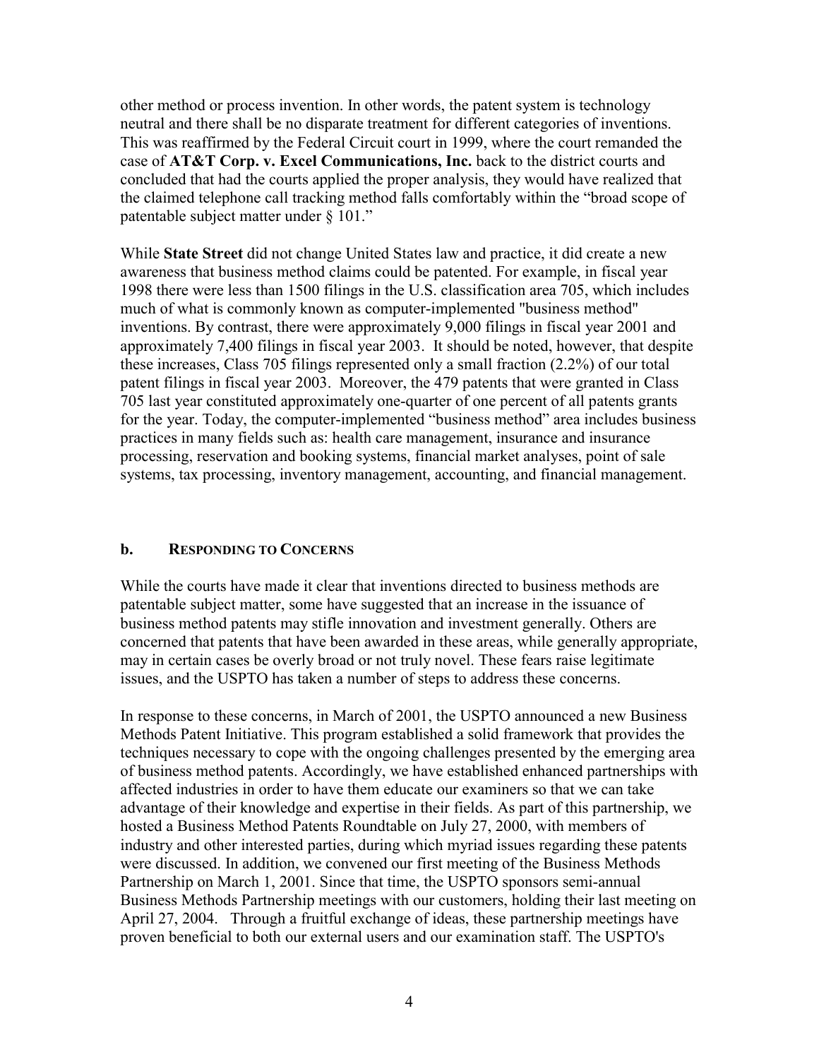other method or process invention. In other words, the patent system is technology neutral and there shall be no disparate treatment for different categories of inventions. This was reaffirmed by the Federal Circuit court in 1999, where the court remanded the case of **AT&T Corp. v. Excel Communications, Inc.** back to the district courts and concluded that had the courts applied the proper analysis, they would have realized that the claimed telephone call tracking method falls comfortably within the "broad scope of patentable subject matter under § 101."

While **State Street** did not change United States law and practice, it did create a new awareness that business method claims could be patented. For example, in fiscal year 1998 there were less than 1500 filings in the U.S. classification area 705, which includes much of what is commonly known as computer-implemented "business method" inventions. By contrast, there were approximately 9,000 filings in fiscal year 2001 and approximately 7,400 filings in fiscal year 2003. It should be noted, however, that despite these increases, Class 705 filings represented only a small fraction (2.2%) of our total patent filings in fiscal year 2003. Moreover, the 479 patents that were granted in Class 705 last year constituted approximately one-quarter of one percent of all patents grants for the year. Today, the computer-implemented "business method" area includes business practices in many fields such as: health care management, insurance and insurance processing, reservation and booking systems, financial market analyses, point of sale systems, tax processing, inventory management, accounting, and financial management.

### b. RESPONDING TO CONCERNS

While the courts have made it clear that inventions directed to business methods are patentable subject matter, some have suggested that an increase in the issuance of business method patents may stifle innovation and investment generally. Others are concerned that patents that have been awarded in these areas, while generally appropriate, may in certain cases be overly broad or not truly novel. These fears raise legitimate issues, and the USPTO has taken a number of steps to address these concerns.

In response to these concerns, in March of 2001, the USPTO announced a new Business Methods Patent Initiative. This program established a solid framework that provides the techniques necessary to cope with the ongoing challenges presented by the emerging area of business method patents. Accordingly, we have established enhanced partnerships with affected industries in order to have them educate our examiners so that we can take advantage of their knowledge and expertise in their fields. As part of this partnership, we hosted a Business Method Patents Roundtable on July 27, 2000, with members of industry and other interested parties, during which myriad issues regarding these patents were discussed. In addition, we convened our first meeting of the Business Methods Partnership on March 1, 2001. Since that time, the USPTO sponsors semi-annual Business Methods Partnership meetings with our customers, holding their last meeting on April 27, 2004. Through a fruitful exchange of ideas, these partnership meetings have proven beneficial to both our external users and our examination staff. The USPTO's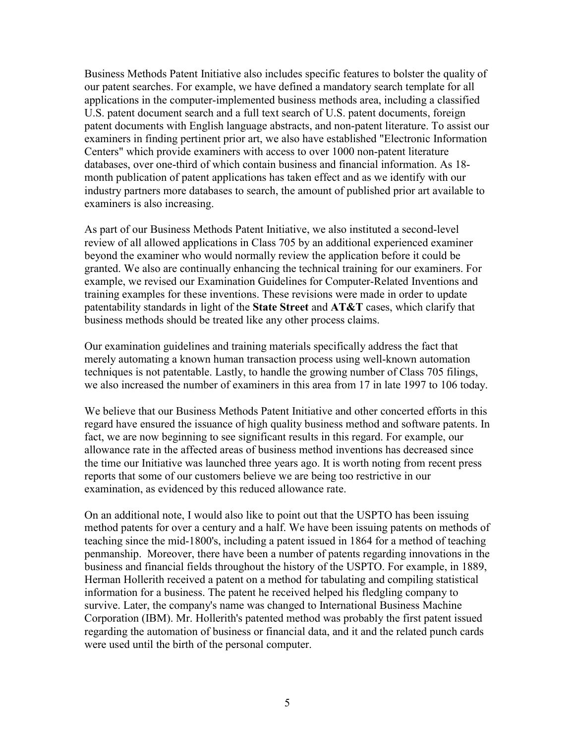Business Methods Patent Initiative also includes specific features to bolster the quality of our patent searches. For example, we have defined a mandatory search template for all applications in the computer-implemented business methods area, including a classified U.S. patent document search and a full text search of U.S. patent documents, foreign patent documents with English language abstracts, and non-patent literature. To assist our examiners in finding pertinent prior art, we also have established "Electronic Information Centers" which provide examiners with access to over 1000 non-patent literature databases, over one-third of which contain business and financial information. As 18-month publication of patent applications has taken effect and as we identify with our industry partners more databases to search, the amount of published prior art available to examiners is also increasing.

As part of our Business Methods Patent Initiative, we also instituted a second-level review of all allowed applications in Class 705 by an additional experienced examiner beyond the examiner who would normally review the application before it could be granted. We also are continually enhancing the technical training for our examiners. For example, we revised our Examination Guidelines for Computer-Related Inventions and training examples for these inventions. These revisions were made in order to update patentability standards in light of the **State Street** and **AT&T** cases, which clarify that business methods should be treated like any other process claims.

Our examination guidelines and training materials specifically address the fact that merely automating a known human transaction process using well-known automation techniques is not patentable. Lastly, to handle the growing number of Class 705 filings, we also increased the number of examiners in this area from 17 in late 1997 to 106 today.

We believe that our Business Methods Patent Initiative and other concerted efforts in this regard have ensured the issuance of high quality business method and software patents. In fact, we are now beginning to see significant results in this regard. For example, our allowance rate in the affected areas of business method inventions has decreased since the time our Initiative was launched three years ago. It is worth noting from recent press reports that some of our customers believe we are being too restrictive in our examination, as evidenced by this reduced allowance rate.

On an additional note, I would also like to point out that the USPTO has been issuing method patents for over a century and a half. We have been issuing patents on methods of teaching since the mid-1800's, including a patent issued in 1864 for a method of teaching penmanship. Moreover, there have been a number of patents regarding innovations in the business and financial fields throughout the history of the USPTO. For example, in 1889, Herman Hollerith received a patent on a method for tabulating and compiling statistical information for a business. The patent he received helped his fledgling company to survive. Later, the company's name was changed to International Business Machine Corporation (IBM). Mr. Hollerith's patented method was probably the first patent issued regarding the automation of business or financial data, and it and the related punch cards were used until the birth of the personal computer.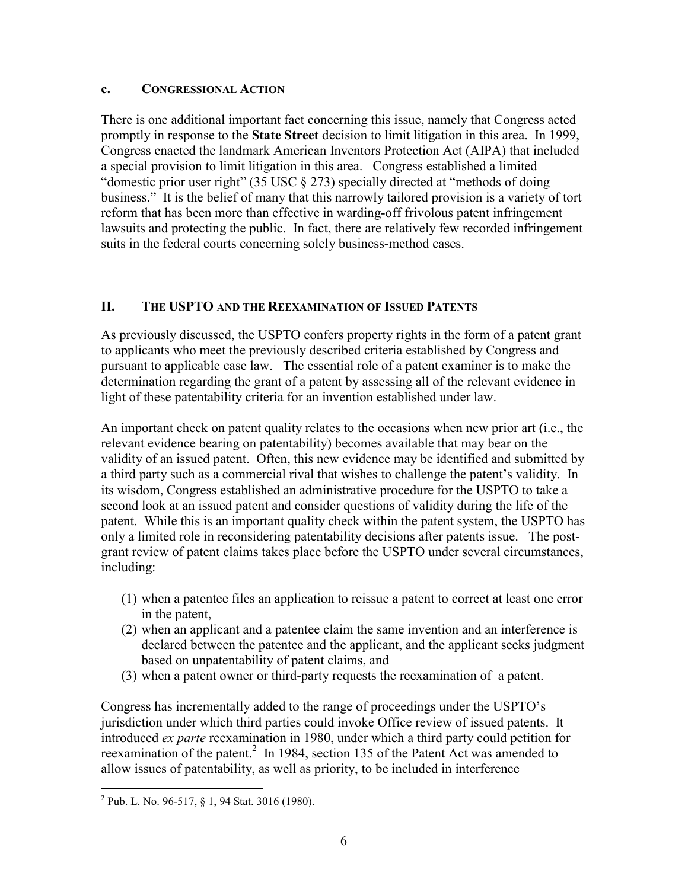### c. CONGRESSIONAL ACTION

There is one additional important fact concerning this issue, namely that Congress acted promptly in response to the **State Street** decision to limit litigation in this area. In 1999, Congress enacted the landmark American Inventors Protection Act (AIPA) that included a special provision to limit litigation in this area. Congress established a limited "domestic prior user right" (35 USC § 273) specially directed at "methods of doing business." It is the belief of many that this narrowly tailored provision is a variety of tort reform that has been more than effective in warding-off frivolous patent infringement lawsuits and protecting the public. In fact, there are relatively few recorded infringement suits in the federal courts concerning solely business-method cases.

## II. THE USPTO AND THE REEXAMINATION OF ISSUED PATENTS

As previously discussed, the USPTO confers property rights in the form of a patent grant to applicants who meet the previously described criteria established by Congress and pursuant to applicable case law. The essential role of a patent examiner is to make the determination regarding the grant of a patent by assessing all of the relevant evidence in light of these patentability criteria for an invention established under law.

An important check on patent quality relates to the occasions when new prior art (i.e., the relevant evidence bearing on patentability) becomes available that may bear on the validity of an issued patent. Often, this new evidence may be identified and submitted by a third party such as a commercial rival that wishes to challenge the patent's validity. In its wisdom, Congress established an administrative procedure for the USPTO to take a second look at an issued patent and consider questions of validity during the life of the patent. While this is an important quality check within the patent system, the USPTO has only a limited role in reconsidering patentability decisions after patents issue. The post-grant review of patent claims takes place before the USPTO under several circumstances, including:

(1) when a patentee files an application to reissue a patent to correct at least one error in the patent,
(2) when an applicant and a patentee claim the same invention and an interference is declared between the patentee and the applicant, and the applicant seeks judgment based on unpatentability of patent claims, and
(3) when a patent owner or third-party requests the reexamination of a patent.

Congress has incrementally added to the range of proceedings under the USPTO's jurisdiction under which third parties could invoke Office review of issued patents. It introduced *ex parte* reexamination in 1980, under which a third party could petition for reexamination of the patent.[2] In 1984, section 135 of the Patent Act was amended to allow issues of patentability, as well as priority, to be included in interference

[2] Pub. L. No. 96-517, § 1, 94 Stat. 3016 (1980).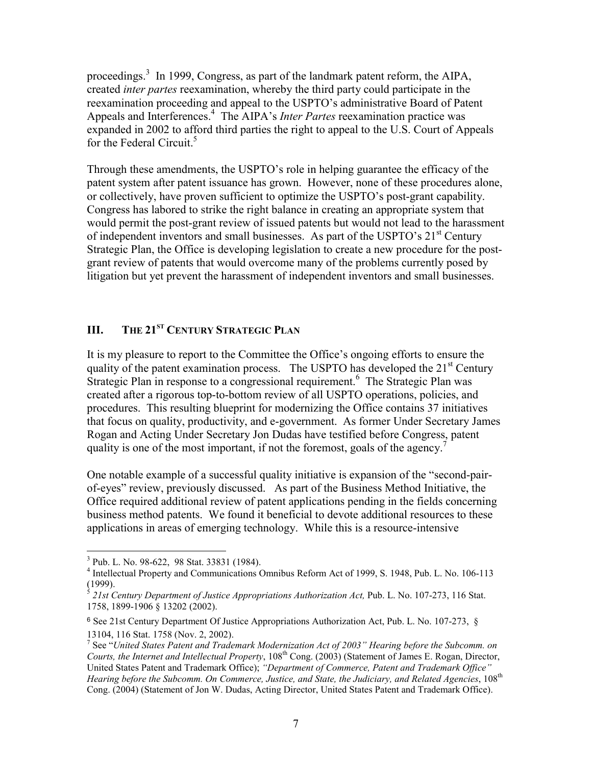proceedings.[3] In 1999, Congress, as part of the landmark patent reform, the AIPA, created *inter partes* reexamination, whereby the third party could participate in the reexamination proceeding and appeal to the USPTO's administrative Board of Patent Appeals and Interferences.[4] The AIPA's *Inter Partes* reexamination practice was expanded in 2002 to afford third parties the right to appeal to the U.S. Court of Appeals for the Federal Circuit.[5]

Through these amendments, the USPTO's role in helping guarantee the efficacy of the patent system after patent issuance has grown. However, none of these procedures alone, or collectively, have proven sufficient to optimize the USPTO's post-grant capability. Congress has labored to strike the right balance in creating an appropriate system that would permit the post-grant review of issued patents but would not lead to the harassment of independent inventors and small businesses. As part of the USPTO's 21st Century Strategic Plan, the Office is developing legislation to create a new procedure for the post-grant review of patents that would overcome many of the problems currently posed by litigation but yet prevent the harassment of independent inventors and small businesses.

## III. THE 21ST CENTURY STRATEGIC PLAN

It is my pleasure to report to the Committee the Office's ongoing efforts to ensure the quality of the patent examination process. The USPTO has developed the 21st Century Strategic Plan in response to a congressional requirement.[6] The Strategic Plan was created after a rigorous top-to-bottom review of all USPTO operations, policies, and procedures. This resulting blueprint for modernizing the Office contains 37 initiatives that focus on quality, productivity, and e-government. As former Under Secretary James Rogan and Acting Under Secretary Jon Dudas have testified before Congress, patent quality is one of the most important, if not the foremost, goals of the agency.[7]

One notable example of a successful quality initiative is expansion of the "second-pair-of-eyes" review, previously discussed. As part of the Business Method Initiative, the Office required additional review of patent applications pending in the fields concerning business method patents. We found it beneficial to devote additional resources to these applications in areas of emerging technology. While this is a resource-intensive

---

[3] Pub. L. No. 98-622, 98 Stat. 33831 (1984).

[4] Intellectual Property and Communications Omnibus Reform Act of 1999, S. 1948, Pub. L. No. 106-113 (1999).

[5] *21st Century Department of Justice Appropriations Authorization Act,* Pub. L. No. 107-273, 116 Stat. 1758, 1899-1906 § 13202 (2002).

[6] See 21st Century Department Of Justice Appropriations Authorization Act, Pub. L. No. 107-273, § 13104, 116 Stat. 1758 (Nov. 2, 2002).

[7] See "*United States Patent and Trademark Modernization Act of 2003" Hearing before the Subcomm. on Courts, the Internet and Intellectual Property*, 108th Cong. (2003) (Statement of James E. Rogan, Director, United States Patent and Trademark Office); *"Department of Commerce, Patent and Trademark Office" Hearing before the Subcomm. On Commerce, Justice, and State, the Judiciary, and Related Agencies*, 108th Cong. (2004) (Statement of Jon W. Dudas, Acting Director, United States Patent and Trademark Office).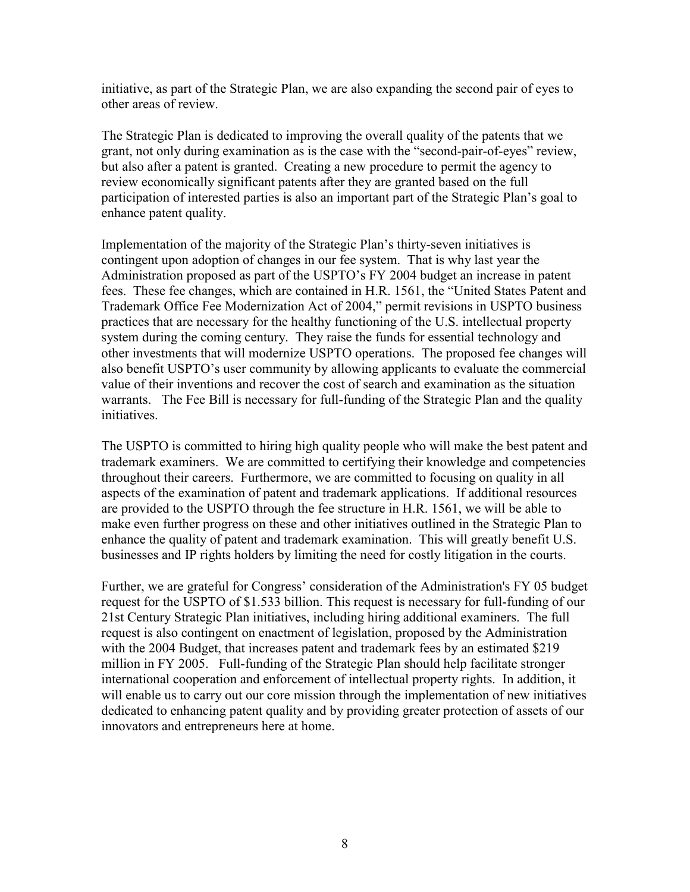initiative, as part of the Strategic Plan, we are also expanding the second pair of eyes to other areas of review.

The Strategic Plan is dedicated to improving the overall quality of the patents that we grant, not only during examination as is the case with the "second-pair-of-eyes" review, but also after a patent is granted. Creating a new procedure to permit the agency to review economically significant patents after they are granted based on the full participation of interested parties is also an important part of the Strategic Plan's goal to enhance patent quality.

Implementation of the majority of the Strategic Plan's thirty-seven initiatives is contingent upon adoption of changes in our fee system. That is why last year the Administration proposed as part of the USPTO's FY 2004 budget an increase in patent fees. These fee changes, which are contained in H.R. 1561, the "United States Patent and Trademark Office Fee Modernization Act of 2004," permit revisions in USPTO business practices that are necessary for the healthy functioning of the U.S. intellectual property system during the coming century. They raise the funds for essential technology and other investments that will modernize USPTO operations. The proposed fee changes will also benefit USPTO's user community by allowing applicants to evaluate the commercial value of their inventions and recover the cost of search and examination as the situation warrants. The Fee Bill is necessary for full-funding of the Strategic Plan and the quality initiatives.

The USPTO is committed to hiring high quality people who will make the best patent and trademark examiners. We are committed to certifying their knowledge and competencies throughout their careers. Furthermore, we are committed to focusing on quality in all aspects of the examination of patent and trademark applications. If additional resources are provided to the USPTO through the fee structure in H.R. 1561, we will be able to make even further progress on these and other initiatives outlined in the Strategic Plan to enhance the quality of patent and trademark examination. This will greatly benefit U.S. businesses and IP rights holders by limiting the need for costly litigation in the courts.

Further, we are grateful for Congress' consideration of the Administration's FY 05 budget request for the USPTO of $1.533 billion. This request is necessary for full-funding of our 21st Century Strategic Plan initiatives, including hiring additional examiners. The full request is also contingent on enactment of legislation, proposed by the Administration with the 2004 Budget, that increases patent and trademark fees by an estimated $219 million in FY 2005. Full-funding of the Strategic Plan should help facilitate stronger international cooperation and enforcement of intellectual property rights. In addition, it will enable us to carry out our core mission through the implementation of new initiatives dedicated to enhancing patent quality and by providing greater protection of assets of our innovators and entrepreneurs here at home.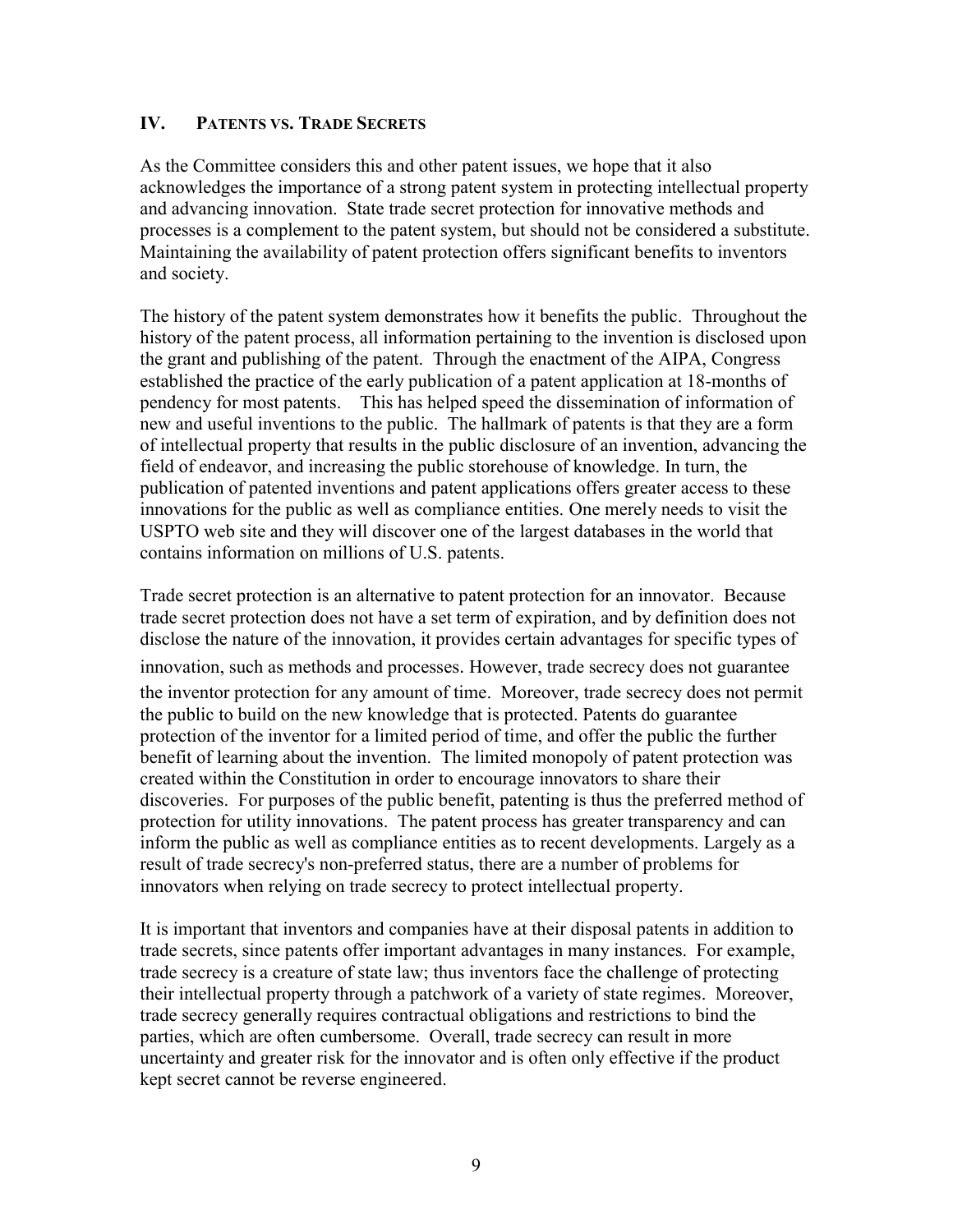## IV. PATENTS VS. TRADE SECRETS

As the Committee considers this and other patent issues, we hope that it also acknowledges the importance of a strong patent system in protecting intellectual property and advancing innovation. State trade secret protection for innovative methods and processes is a complement to the patent system, but should not be considered a substitute. Maintaining the availability of patent protection offers significant benefits to inventors and society.

The history of the patent system demonstrates how it benefits the public. Throughout the history of the patent process, all information pertaining to the invention is disclosed upon the grant and publishing of the patent. Through the enactment of the AIPA, Congress established the practice of the early publication of a patent application at 18-months of pendency for most patents. This has helped speed the dissemination of information of new and useful inventions to the public. The hallmark of patents is that they are a form of intellectual property that results in the public disclosure of an invention, advancing the field of endeavor, and increasing the public storehouse of knowledge. In turn, the publication of patented inventions and patent applications offers greater access to these innovations for the public as well as compliance entities. One merely needs to visit the USPTO web site and they will discover one of the largest databases in the world that contains information on millions of U.S. patents.

Trade secret protection is an alternative to patent protection for an innovator. Because trade secret protection does not have a set term of expiration, and by definition does not disclose the nature of the innovation, it provides certain advantages for specific types of innovation, such as methods and processes. However, trade secrecy does not guarantee the inventor protection for any amount of time. Moreover, trade secrecy does not permit the public to build on the new knowledge that is protected. Patents do guarantee protection of the inventor for a limited period of time, and offer the public the further benefit of learning about the invention. The limited monopoly of patent protection was created within the Constitution in order to encourage innovators to share their discoveries. For purposes of the public benefit, patenting is thus the preferred method of protection for utility innovations. The patent process has greater transparency and can inform the public as well as compliance entities as to recent developments. Largely as a result of trade secrecy's non-preferred status, there are a number of problems for innovators when relying on trade secrecy to protect intellectual property.

It is important that inventors and companies have at their disposal patents in addition to trade secrets, since patents offer important advantages in many instances. For example, trade secrecy is a creature of state law; thus inventors face the challenge of protecting their intellectual property through a patchwork of a variety of state regimes. Moreover, trade secrecy generally requires contractual obligations and restrictions to bind the parties, which are often cumbersome. Overall, trade secrecy can result in more uncertainty and greater risk for the innovator and is often only effective if the product kept secret cannot be reverse engineered.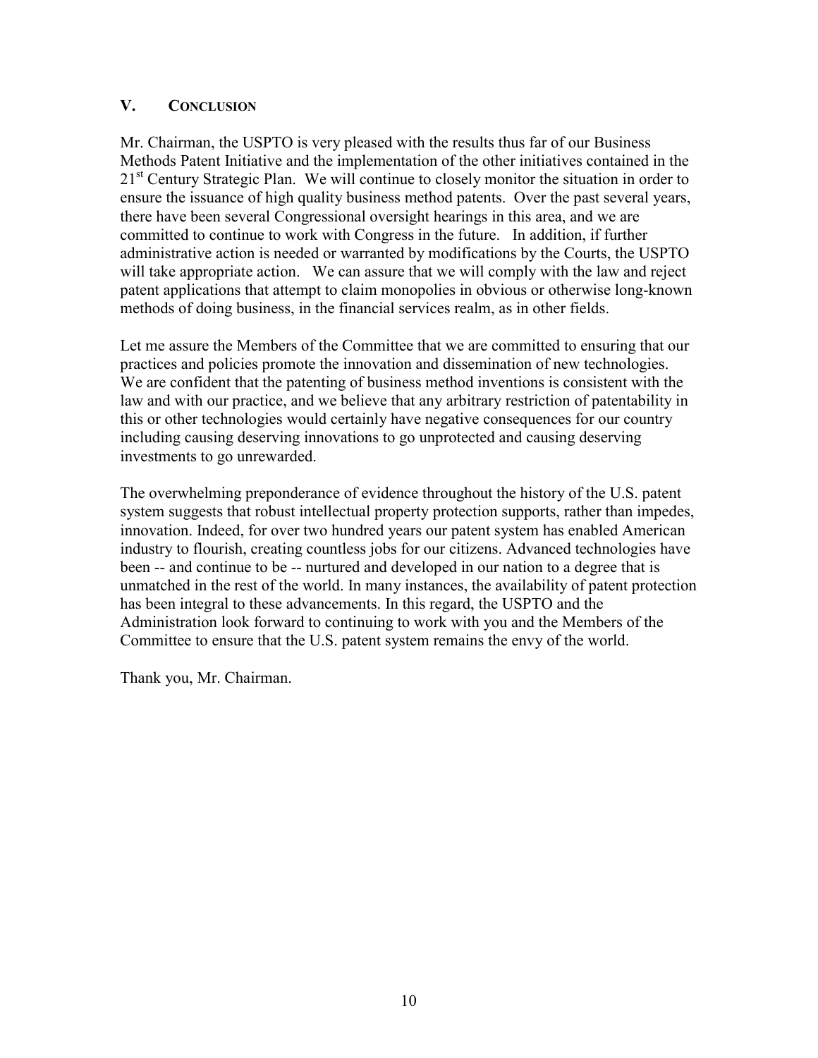## V. CONCLUSION

Mr. Chairman, the USPTO is very pleased with the results thus far of our Business Methods Patent Initiative and the implementation of the other initiatives contained in the 21st Century Strategic Plan. We will continue to closely monitor the situation in order to ensure the issuance of high quality business method patents. Over the past several years, there have been several Congressional oversight hearings in this area, and we are committed to continue to work with Congress in the future. In addition, if further administrative action is needed or warranted by modifications by the Courts, the USPTO will take appropriate action. We can assure that we will comply with the law and reject patent applications that attempt to claim monopolies in obvious or otherwise long-known methods of doing business, in the financial services realm, as in other fields.

Let me assure the Members of the Committee that we are committed to ensuring that our practices and policies promote the innovation and dissemination of new technologies. We are confident that the patenting of business method inventions is consistent with the law and with our practice, and we believe that any arbitrary restriction of patentability in this or other technologies would certainly have negative consequences for our country including causing deserving innovations to go unprotected and causing deserving investments to go unrewarded.

The overwhelming preponderance of evidence throughout the history of the U.S. patent system suggests that robust intellectual property protection supports, rather than impedes, innovation. Indeed, for over two hundred years our patent system has enabled American industry to flourish, creating countless jobs for our citizens. Advanced technologies have been -- and continue to be -- nurtured and developed in our nation to a degree that is unmatched in the rest of the world. In many instances, the availability of patent protection has been integral to these advancements. In this regard, the USPTO and the Administration look forward to continuing to work with you and the Members of the Committee to ensure that the U.S. patent system remains the envy of the world.

Thank you, Mr. Chairman.